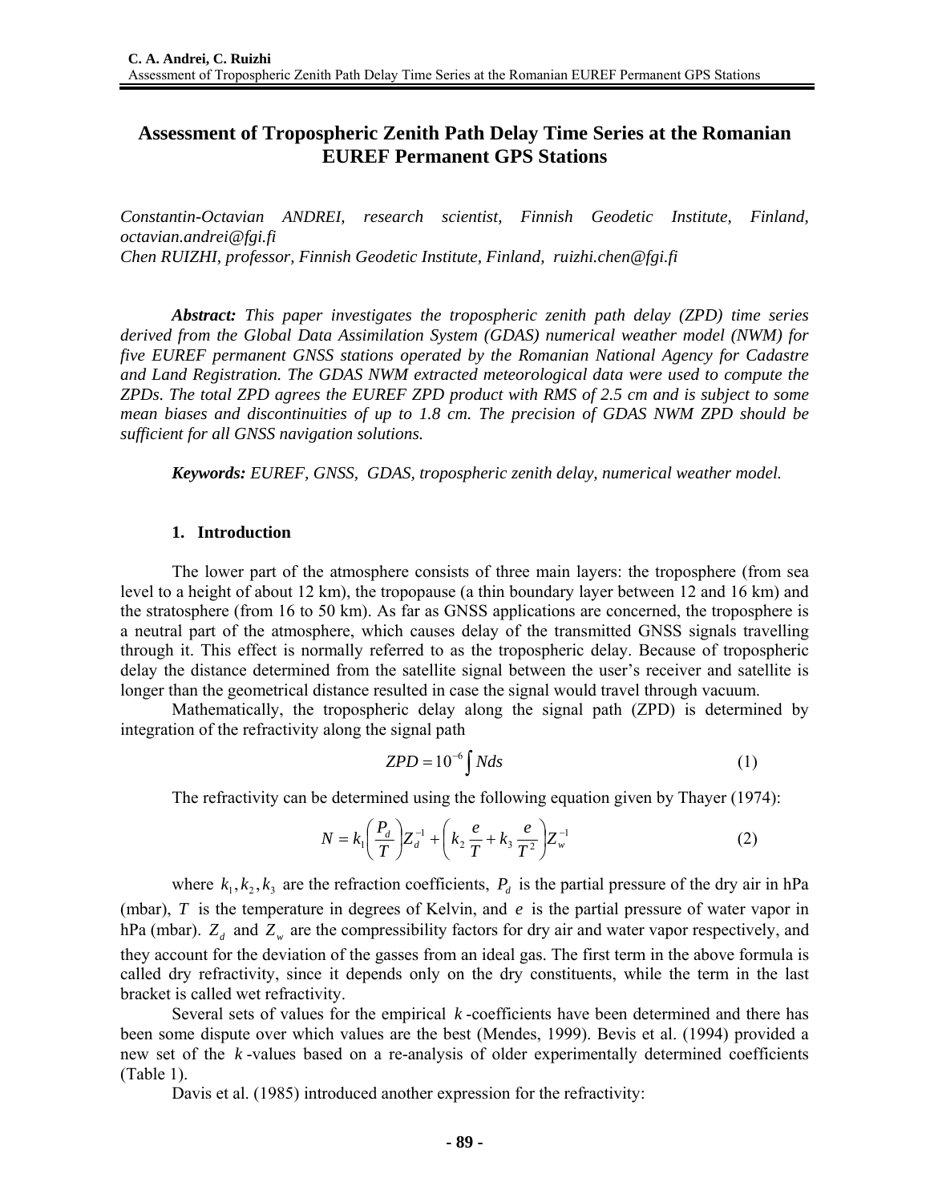# Assessment of Tropospheric Zenith Path Delay Time Series at the Romanian EUREF Permanent GPS Stations

*Constantin-Octavian ANDREI, research scientist, Finnish Geodetic Institute, Finland, octavian.andrei@fgi.fi*
*Chen RUIZHI, professor, Finnish Geodetic Institute, Finland, ruizhi.chen@fgi.fi*

***Abstract:*** *This paper investigates the tropospheric zenith path delay (ZPD) time series derived from the Global Data Assimilation System (GDAS) numerical weather model (NWM) for five EUREF permanent GNSS stations operated by the Romanian National Agency for Cadastre and Land Registration. The GDAS NWM extracted meteorological data were used to compute the ZPDs. The total ZPD agrees the EUREF ZPD product with RMS of 2.5 cm and is subject to some mean biases and discontinuities of up to 1.8 cm. The precision of GDAS NWM ZPD should be sufficient for all GNSS navigation solutions.*

***Keywords:*** *EUREF, GNSS, GDAS, tropospheric zenith delay, numerical weather model.*

## 1. Introduction

The lower part of the atmosphere consists of three main layers: the troposphere (from sea level to a height of about 12 km), the tropopause (a thin boundary layer between 12 and 16 km) and the stratosphere (from 16 to 50 km). As far as GNSS applications are concerned, the troposphere is a neutral part of the atmosphere, which causes delay of the transmitted GNSS signals travelling through it. This effect is normally referred to as the tropospheric delay. Because of tropospheric delay the distance determined from the satellite signal between the user's receiver and satellite is longer than the geometrical distance resulted in case the signal would travel through vacuum.

Mathematically, the tropospheric delay along the signal path (ZPD) is determined by integration of the refractivity along the signal path

$$ZPD = 10^{-6} \int N ds \tag{1}$$

The refractivity can be determined using the following equation given by Thayer (1974):

$$N = k_1 \left( \frac{P_d}{T} \right) Z_d^{-1} + \left( k_2 \frac{e}{T} + k_3 \frac{e}{T^2} \right) Z_w^{-1} \tag{2}$$

where $k_1, k_2, k_3$ are the refraction coefficients, $P_d$ is the partial pressure of the dry air in hPa (mbar), $T$ is the temperature in degrees of Kelvin, and $e$ is the partial pressure of water vapor in hPa (mbar). $Z_d$ and $Z_w$ are the compressibility factors for dry air and water vapor respectively, and they account for the deviation of the gasses from an ideal gas. The first term in the above formula is called dry refractivity, since it depends only on the dry constituents, while the term in the last bracket is called wet refractivity.

Several sets of values for the empirical $k$-coefficients have been determined and there has been some dispute over which values are the best (Mendes, 1999). Bevis et al. (1994) provided a new set of the $k$-values based on a re-analysis of older experimentally determined coefficients (Table 1).

Davis et al. (1985) introduced another expression for the refractivity: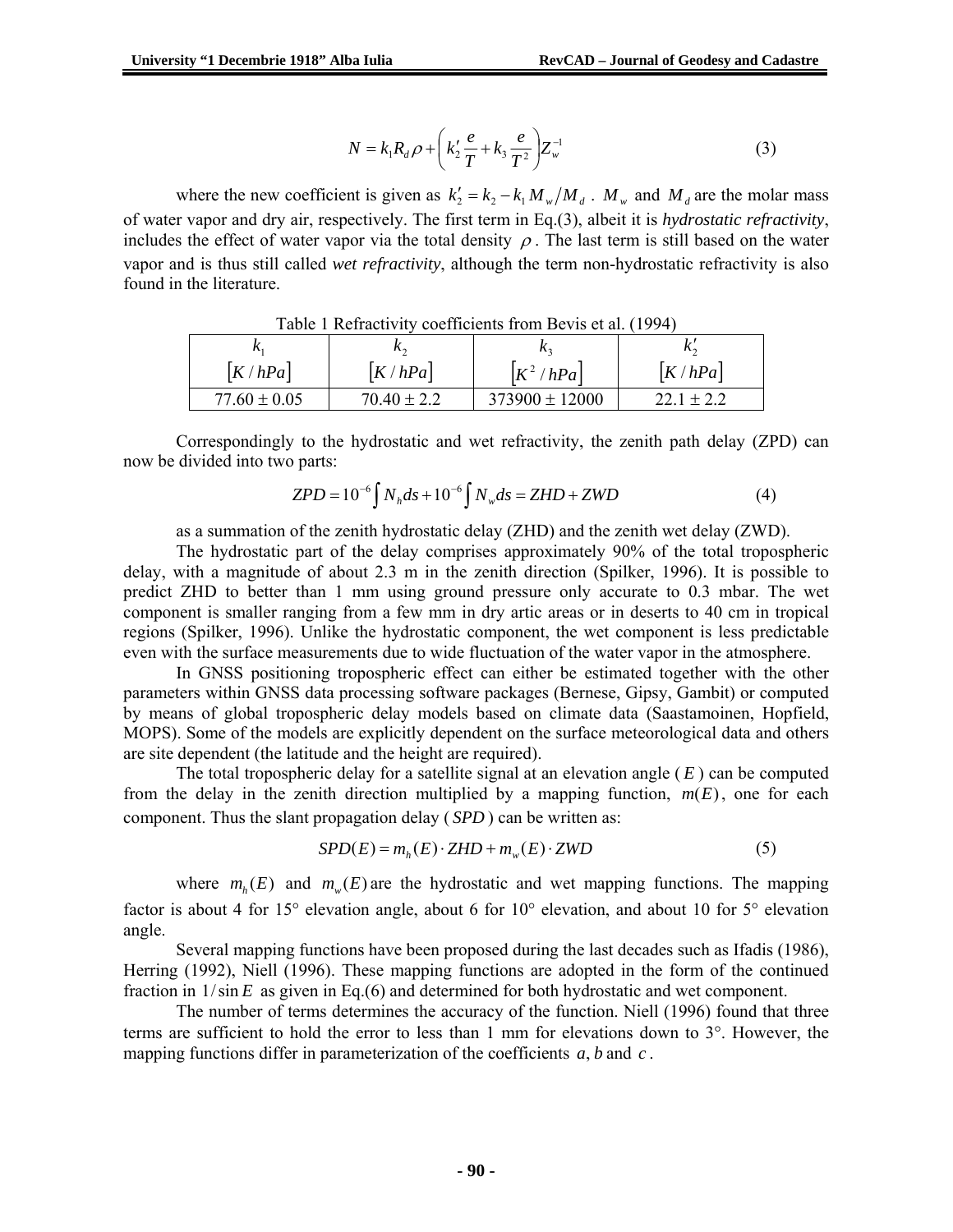$$N = k_1 R_d \rho + \left( k_2' \frac{e}{T} + k_3 \frac{e}{T^2} \right) Z_w^{-1} \tag{3}$$

where the new coefficient is given as $k_2' = k_2 - k_1 M_w / M_d$ . $M_w$ and $M_d$ are the molar mass of water vapor and dry air, respectively. The first term in Eq.(3), albeit it is *hydrostatic refractivity*, includes the effect of water vapor via the total density $\rho$ . The last term is still based on the water vapor and is thus still called *wet refractivity*, although the term non-hydrostatic refractivity is also found in the literature.

Table 1 Refractivity coefficients from Bevis et al. (1994)

| $k_1$ $[K/hPa]$ | $k_2$ $[K/hPa]$ | $k_3$ $[K^2/hPa]$ | $k_2'$ $[K/hPa]$ |
|---|---|---|---|
| $77.60 \pm 0.05$ | $70.40 \pm 2.2$ | $373900 \pm 12000$ | $22.1 \pm 2.2$ |

Correspondingly to the hydrostatic and wet refractivity, the zenith path delay (ZPD) can now be divided into two parts:

$$ZPD = 10^{-6} \int N_h ds + 10^{-6} \int N_w ds = ZHD + ZWD \tag{4}$$

as a summation of the zenith hydrostatic delay (ZHD) and the zenith wet delay (ZWD).

The hydrostatic part of the delay comprises approximately 90% of the total tropospheric delay, with a magnitude of about 2.3 m in the zenith direction (Spilker, 1996). It is possible to predict ZHD to better than 1 mm using ground pressure only accurate to 0.3 mbar. The wet component is smaller ranging from a few mm in dry artic areas or in deserts to 40 cm in tropical regions (Spilker, 1996). Unlike the hydrostatic component, the wet component is less predictable even with the surface measurements due to wide fluctuation of the water vapor in the atmosphere.

In GNSS positioning tropospheric effect can either be estimated together with the other parameters within GNSS data processing software packages (Bernese, Gipsy, Gambit) or computed by means of global tropospheric delay models based on climate data (Saastamoinen, Hopfield, MOPS). Some of the models are explicitly dependent on the surface meteorological data and others are site dependent (the latitude and the height are required).

The total tropospheric delay for a satellite signal at an elevation angle ( $E$ ) can be computed from the delay in the zenith direction multiplied by a mapping function, $m(E)$, one for each component. Thus the slant propagation delay ( $SPD$ ) can be written as:

$$SPD(E) = m_h(E) \cdot ZHD + m_w(E) \cdot ZWD \tag{5}$$

where $m_h(E)$ and $m_w(E)$ are the hydrostatic and wet mapping functions. The mapping factor is about 4 for 15° elevation angle, about 6 for 10° elevation, and about 10 for 5° elevation angle.

Several mapping functions have been proposed during the last decades such as Ifadis (1986), Herring (1992), Niell (1996). These mapping functions are adopted in the form of the continued fraction in $1/\sin E$ as given in Eq.(6) and determined for both hydrostatic and wet component.

The number of terms determines the accuracy of the function. Niell (1996) found that three terms are sufficient to hold the error to less than 1 mm for elevations down to 3°. However, the mapping functions differ in parameterization of the coefficients $a$, $b$ and $c$ .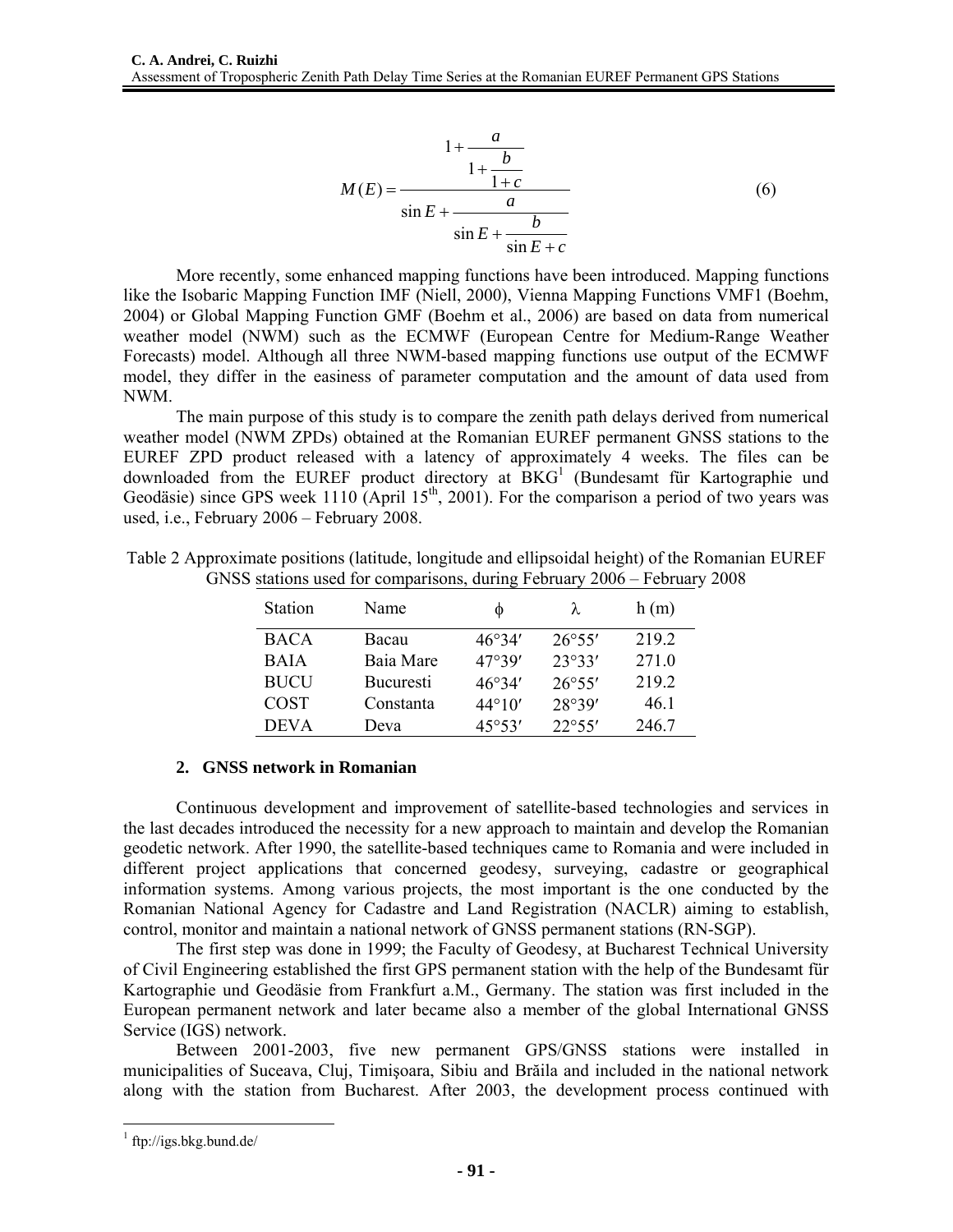$$M(E) = \frac{1 + \cfrac{a}{1 + \cfrac{b}{1 + c}}}{\sin E + \cfrac{a}{\sin E + \cfrac{b}{\sin E + c}}} \tag{6}$$

More recently, some enhanced mapping functions have been introduced. Mapping functions like the Isobaric Mapping Function IMF (Niell, 2000), Vienna Mapping Functions VMF1 (Boehm, 2004) or Global Mapping Function GMF (Boehm et al., 2006) are based on data from numerical weather model (NWM) such as the ECMWF (European Centre for Medium-Range Weather Forecasts) model. Although all three NWM-based mapping functions use output of the ECMWF model, they differ in the easiness of parameter computation and the amount of data used from NWM.

The main purpose of this study is to compare the zenith path delays derived from numerical weather model (NWM ZPDs) obtained at the Romanian EUREF permanent GNSS stations to the EUREF ZPD product released with a latency of approximately 4 weeks. The files can be downloaded from the EUREF product directory at BKG[1] (Bundesamt für Kartographie und Geodäsie) since GPS week 1110 (April 15th, 2001). For the comparison a period of two years was used, i.e., February 2006 – February 2008.

Table 2 Approximate positions (latitude, longitude and ellipsoidal height) of the Romanian EUREF GNSS stations used for comparisons, during February 2006 – February 2008

| Station | Name | $\phi$ | $\lambda$ | h (m) |
|---|---|---|---|---|
| BACA | Bacau | 46°34′ | 26°55′ | 219.2 |
| BAIA | Baia Mare | 47°39′ | 23°33′ | 271.0 |
| BUCU | Bucuresti | 46°34′ | 26°55′ | 219.2 |
| COST | Constanta | 44°10′ | 28°39′ | 46.1 |
| DEVA | Deva | 45°53′ | 22°55′ | 246.7 |

## 2. GNSS network in Romanian

Continuous development and improvement of satellite-based technologies and services in the last decades introduced the necessity for a new approach to maintain and develop the Romanian geodetic network. After 1990, the satellite-based techniques came to Romania and were included in different project applications that concerned geodesy, surveying, cadastre or geographical information systems. Among various projects, the most important is the one conducted by the Romanian National Agency for Cadastre and Land Registration (NACLR) aiming to establish, control, monitor and maintain a national network of GNSS permanent stations (RN-SGP).

The first step was done in 1999; the Faculty of Geodesy, at Bucharest Technical University of Civil Engineering established the first GPS permanent station with the help of the Bundesamt für Kartographie und Geodäsie from Frankfurt a.M., Germany. The station was first included in the European permanent network and later became also a member of the global International GNSS Service (IGS) network.

Between 2001-2003, five new permanent GPS/GNSS stations were installed in municipalities of Suceava, Cluj, Timişoara, Sibiu and Brăila and included in the national network along with the station from Bucharest. After 2003, the development process continued with

[1] ftp://igs.bkg.bund.de/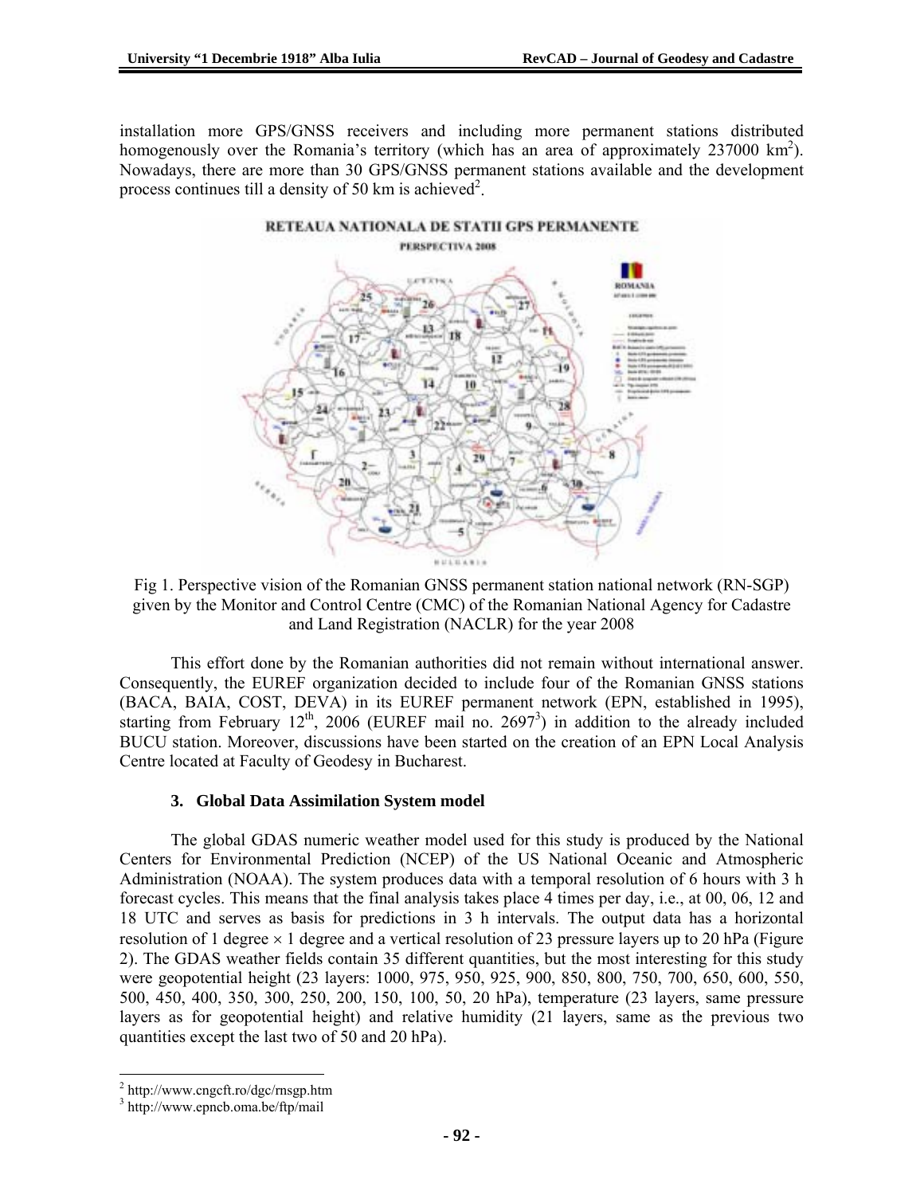installation more GPS/GNSS receivers and including more permanent stations distributed homogenously over the Romania's territory (which has an area of approximately 237000 km$^2$). Nowadays, there are more than 30 GPS/GNSS permanent stations available and the development process continues till a density of 50 km is achieved[2].

Fig 1. Perspective vision of the Romanian GNSS permanent station national network (RN-SGP) given by the Monitor and Control Centre (CMC) of the Romanian National Agency for Cadastre and Land Registration (NACLR) for the year 2008

This effort done by the Romanian authorities did not remain without international answer. Consequently, the EUREF organization decided to include four of the Romanian GNSS stations (BACA, BAIA, COST, DEVA) in its EUREF permanent network (EPN, established in 1995), starting from February 12$^{th}$, 2006 (EUREF mail no. 2697[3]) in addition to the already included BUCU station. Moreover, discussions have been started on the creation of an EPN Local Analysis Centre located at Faculty of Geodesy in Bucharest.

## 3. Global Data Assimilation System model

The global GDAS numeric weather model used for this study is produced by the National Centers for Environmental Prediction (NCEP) of the US National Oceanic and Atmospheric Administration (NOAA). The system produces data with a temporal resolution of 6 hours with 3 h forecast cycles. This means that the final analysis takes place 4 times per day, i.e., at 00, 06, 12 and 18 UTC and serves as basis for predictions in 3 h intervals. The output data has a horizontal resolution of 1 degree $\times$ 1 degree and a vertical resolution of 23 pressure layers up to 20 hPa (Figure 2). The GDAS weather fields contain 35 different quantities, but the most interesting for this study were geopotential height (23 layers: 1000, 975, 950, 925, 900, 850, 800, 750, 700, 650, 600, 550, 500, 450, 400, 350, 300, 250, 200, 150, 100, 50, 20 hPa), temperature (23 layers, same pressure layers as for geopotential height) and relative humidity (21 layers, same as the previous two quantities except the last two of 50 and 20 hPa).

[2] http://www.cngcft.ro/dgc/rnsgp.htm

[3] http://www.epncb.oma.be/ftp/mail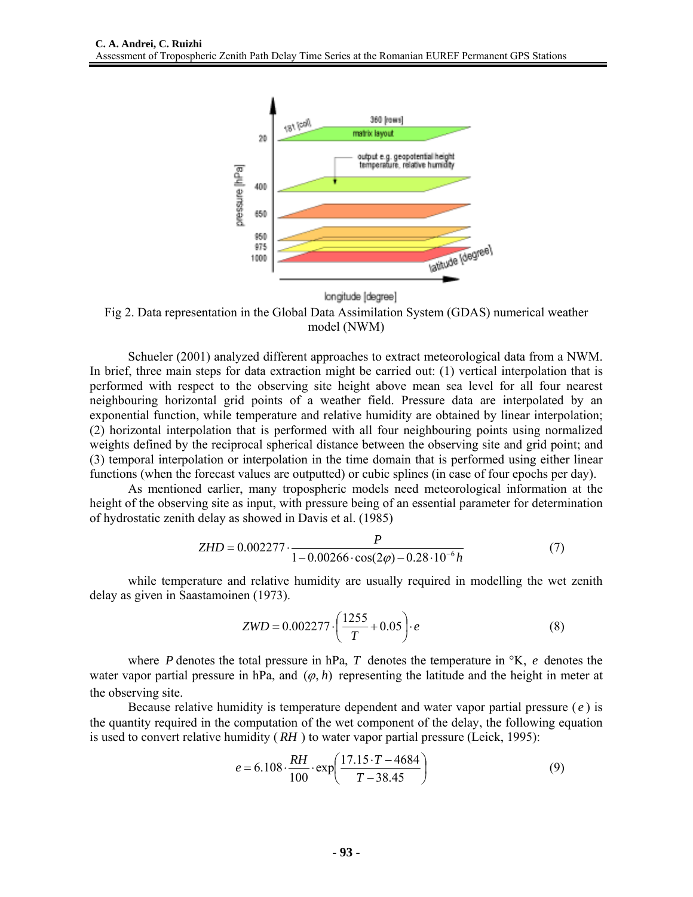Fig 2. Data representation in the Global Data Assimilation System (GDAS) numerical weather model (NWM)

Schueler (2001) analyzed different approaches to extract meteorological data from a NWM. In brief, three main steps for data extraction might be carried out: (1) vertical interpolation that is performed with respect to the observing site height above mean sea level for all four nearest neighbouring horizontal grid points of a weather field. Pressure data are interpolated by an exponential function, while temperature and relative humidity are obtained by linear interpolation; (2) horizontal interpolation that is performed with all four neighbouring points using normalized weights defined by the reciprocal spherical distance between the observing site and grid point; and (3) temporal interpolation or interpolation in the time domain that is performed using either linear functions (when the forecast values are outputted) or cubic splines (in case of four epochs per day).

As mentioned earlier, many tropospheric models need meteorological information at the height of the observing site as input, with pressure being of an essential parameter for determination of hydrostatic zenith delay as showed in Davis et al. (1985)

$$ZHD = 0.002277 \cdot \frac{P}{1 - 0.00266 \cdot \cos(2\varphi) - 0.28 \cdot 10^{-6} h} \tag{7}$$

while temperature and relative humidity are usually required in modelling the wet zenith delay as given in Saastamoinen (1973).

$$ZWD = 0.002277 \cdot \left( \frac{1255}{T} + 0.05 \right) \cdot e \tag{8}$$

where $P$ denotes the total pressure in hPa, $T$ denotes the temperature in °K, $e$ denotes the water vapor partial pressure in hPa, and $(\varphi, h)$ representing the latitude and the height in meter at the observing site.

Because relative humidity is temperature dependent and water vapor partial pressure ($e$) is the quantity required in the computation of the wet component of the delay, the following equation is used to convert relative humidity ($RH$) to water vapor partial pressure (Leick, 1995):

$$e = 6.108 \cdot \frac{RH}{100} \cdot \exp\left( \frac{17.15 \cdot T - 4684}{T - 38.45} \right) \tag{9}$$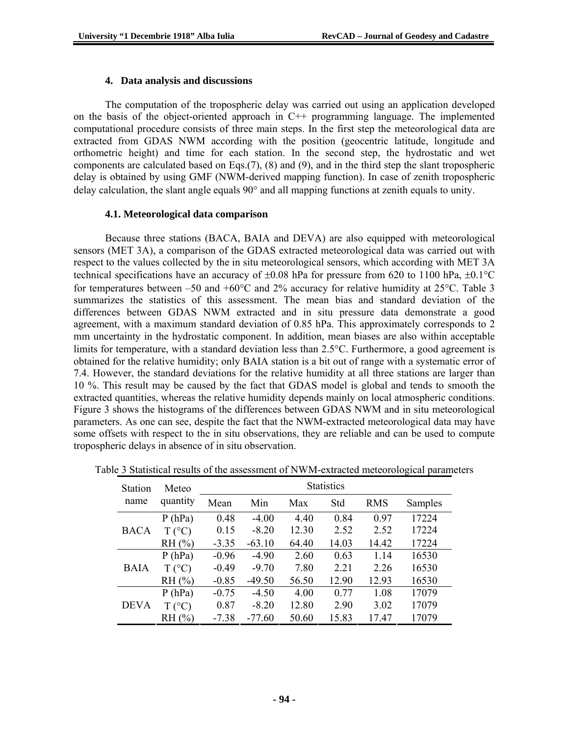### 4. Data analysis and discussions

The computation of the tropospheric delay was carried out using an application developed on the basis of the object-oriented approach in C++ programming language. The implemented computational procedure consists of three main steps. In the first step the meteorological data are extracted from GDAS NWM according with the position (geocentric latitude, longitude and orthometric height) and time for each station. In the second step, the hydrostatic and wet components are calculated based on Eqs.(7), (8) and (9), and in the third step the slant tropospheric delay is obtained by using GMF (NWM-derived mapping function). In case of zenith tropospheric delay calculation, the slant angle equals 90° and all mapping functions at zenith equals to unity.

#### 4.1. Meteorological data comparison

Because three stations (BACA, BAIA and DEVA) are also equipped with meteorological sensors (MET 3A), a comparison of the GDAS extracted meteorological data was carried out with respect to the values collected by the in situ meteorological sensors, which according with MET 3A technical specifications have an accuracy of ±0.08 hPa for pressure from 620 to 1100 hPa, ±0.1°C for temperatures between –50 and +60°C and 2% accuracy for relative humidity at 25°C. Table 3 summarizes the statistics of this assessment. The mean bias and standard deviation of the differences between GDAS NWM extracted and in situ pressure data demonstrate a good agreement, with a maximum standard deviation of 0.85 hPa. This approximately corresponds to 2 mm uncertainty in the hydrostatic component. In addition, mean biases are also within acceptable limits for temperature, with a standard deviation less than 2.5°C. Furthermore, a good agreement is obtained for the relative humidity; only BAIA station is a bit out of range with a systematic error of 7.4. However, the standard deviations for the relative humidity at all three stations are larger than 10 %. This result may be caused by the fact that GDAS model is global and tends to smooth the extracted quantities, whereas the relative humidity depends mainly on local atmospheric conditions. Figure 3 shows the histograms of the differences between GDAS NWM and in situ meteorological parameters. As one can see, despite the fact that the NWM-extracted meteorological data may have some offsets with respect to the in situ observations, they are reliable and can be used to compute tropospheric delays in absence of in situ observation.

Table 3 Statistical results of the assessment of NWM-extracted meteorological parameters

| Station name | Meteo quantity | Statistics | | | | | |
|---|---|---|---|---|---|---|---|
| | | Mean | Min | Max | Std | RMS | Samples |
| BACA | P (hPa) | 0.48 | -4.00 | 4.40 | 0.84 | 0.97 | 17224 |
| | T (°C) | 0.15 | -8.20 | 12.30 | 2.52 | 2.52 | 17224 |
| | RH (%) | -3.35 | -63.10 | 64.40 | 14.03 | 14.42 | 17224 |
| BAIA | P (hPa) | -0.96 | -4.90 | 2.60 | 0.63 | 1.14 | 16530 |
| | T (°C) | -0.49 | -9.70 | 7.80 | 2.21 | 2.26 | 16530 |
| | RH (%) | -0.85 | -49.50 | 56.50 | 12.90 | 12.93 | 16530 |
| DEVA | P (hPa) | -0.75 | -4.50 | 4.00 | 0.77 | 1.08 | 17079 |
| | T (°C) | 0.87 | -8.20 | 12.80 | 2.90 | 3.02 | 17079 |
| | RH (%) | -7.38 | -77.60 | 50.60 | 15.83 | 17.47 | 17079 |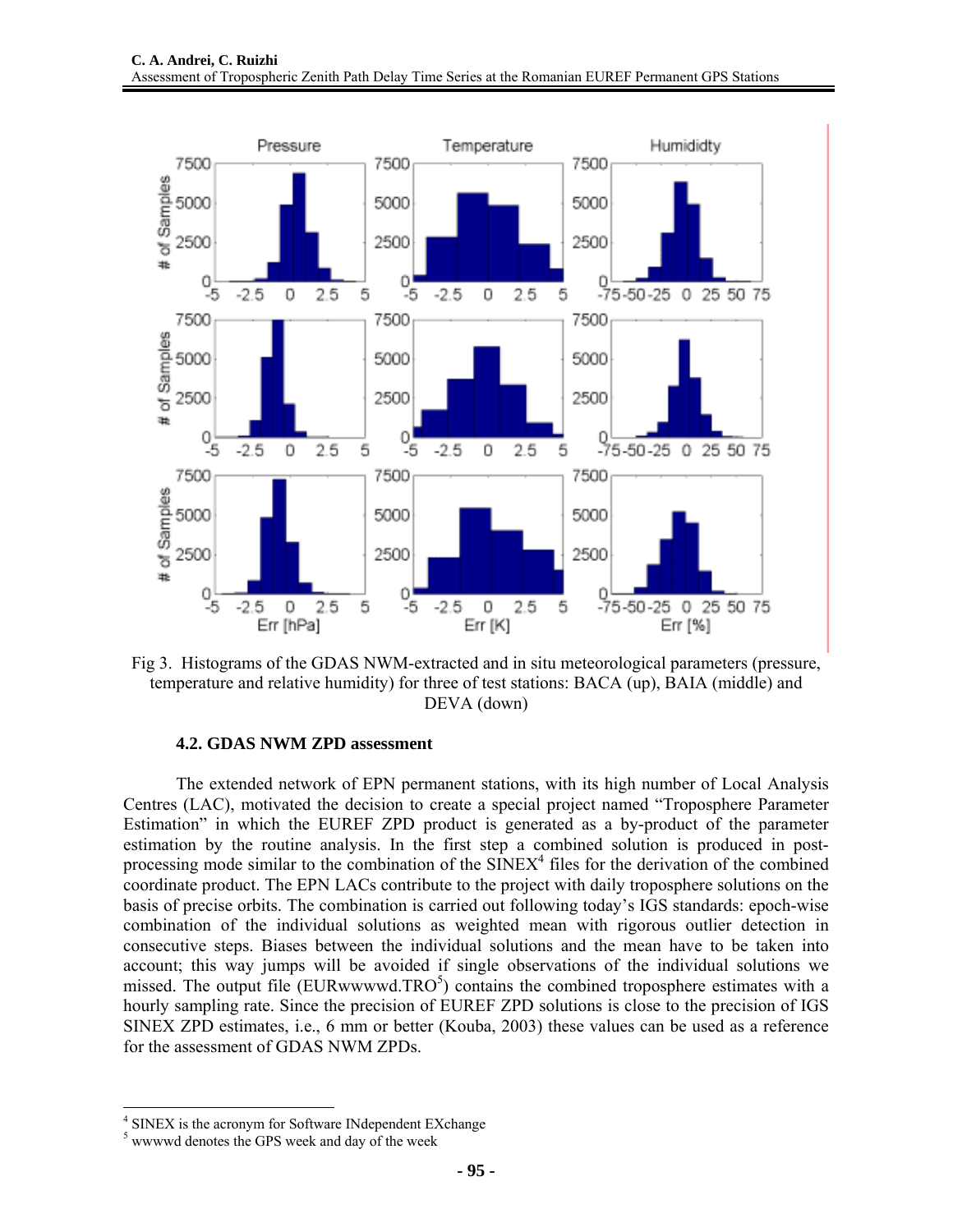Fig 3. Histograms of the GDAS NWM-extracted and in situ meteorological parameters (pressure, temperature and relative humidity) for three of test stations: BACA (up), BAIA (middle) and DEVA (down)

### 4.2. GDAS NWM ZPD assessment

The extended network of EPN permanent stations, with its high number of Local Analysis Centres (LAC), motivated the decision to create a special project named "Troposphere Parameter Estimation" in which the EUREF ZPD product is generated as a by-product of the parameter estimation by the routine analysis. In the first step a combined solution is produced in post-processing mode similar to the combination of the SINEX[4] files for the derivation of the combined coordinate product. The EPN LACs contribute to the project with daily troposphere solutions on the basis of precise orbits. The combination is carried out following today's IGS standards: epoch-wise combination of the individual solutions as weighted mean with rigorous outlier detection in consecutive steps. Biases between the individual solutions and the mean have to be taken into account; this way jumps will be avoided if single observations of the individual solutions we missed. The output file (EURwwwwd.TRO[5]) contains the combined troposphere estimates with a hourly sampling rate. Since the precision of EUREF ZPD solutions is close to the precision of IGS SINEX ZPD estimates, i.e., 6 mm or better (Kouba, 2003) these values can be used as a reference for the assessment of GDAS NWM ZPDs.

---

[4] SINEX is the acronym for Software INdependent EXchange

[5] wwwwd denotes the GPS week and day of the week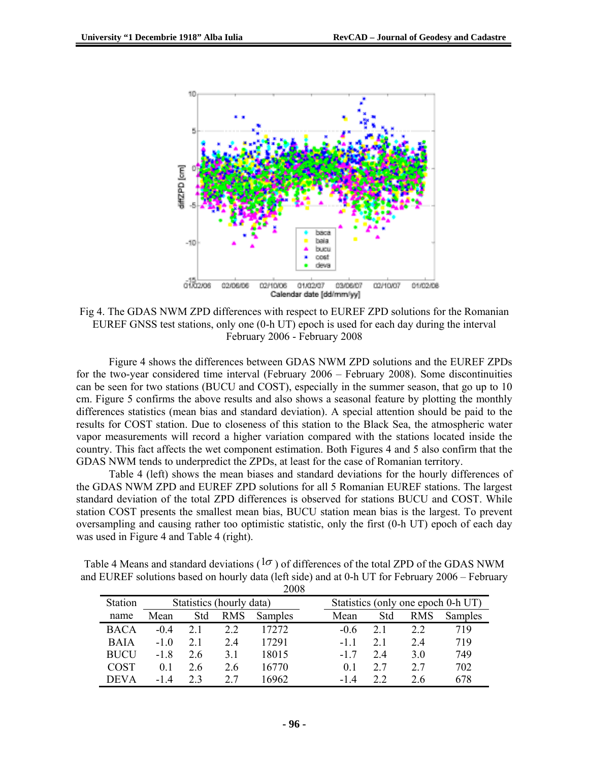Fig 4. The GDAS NWM ZPD differences with respect to EUREF ZPD solutions for the Romanian EUREF GNSS test stations, only one (0-h UT) epoch is used for each day during the interval February 2006 - February 2008

Figure 4 shows the differences between GDAS NWM ZPD solutions and the EUREF ZPDs for the two-year considered time interval (February 2006 – February 2008). Some discontinuities can be seen for two stations (BUCU and COST), especially in the summer season, that go up to 10 cm. Figure 5 confirms the above results and also shows a seasonal feature by plotting the monthly differences statistics (mean bias and standard deviation). A special attention should be paid to the results for COST station. Due to closeness of this station to the Black Sea, the atmospheric water vapor measurements will record a higher variation compared with the stations located inside the country. This fact affects the wet component estimation. Both Figures 4 and 5 also confirm that the GDAS NWM tends to underpredict the ZPDs, at least for the case of Romanian territory.

Table 4 (left) shows the mean biases and standard deviations for the hourly differences of the GDAS NWM ZPD and EUREF ZPD solutions for all 5 Romanian EUREF stations. The largest standard deviation of the total ZPD differences is observed for stations BUCU and COST. While station COST presents the smallest mean bias, BUCU station mean bias is the largest. To prevent oversampling and causing rather too optimistic statistic, only the first (0-h UT) epoch of each day was used in Figure 4 and Table 4 (right).

Table 4 Means and standard deviations ($1\sigma$) of differences of the total ZPD of the GDAS NWM and EUREF solutions based on hourly data (left side) and at 0-h UT for February 2006 – February 2008

| Station | Statistics (hourly data) | | | | Statistics (only one epoch 0-h UT) | | | |
|---|---|---|---|---|---|---|---|---|
| name | Mean | Std | RMS | Samples | Mean | Std | RMS | Samples |
| BACA | -0.4 | 2.1 | 2.2 | 17272 | -0.6 | 2.1 | 2.2 | 719 |
| BAIA | -1.0 | 2.1 | 2.4 | 17291 | -1.1 | 2.1 | 2.4 | 719 |
| BUCU | -1.8 | 2.6 | 3.1 | 18015 | -1.7 | 2.4 | 3.0 | 749 |
| COST | 0.1 | 2.6 | 2.6 | 16770 | 0.1 | 2.7 | 2.7 | 702 |
| DEVA | -1.4 | 2.3 | 2.7 | 16962 | -1.4 | 2.2 | 2.6 | 678 |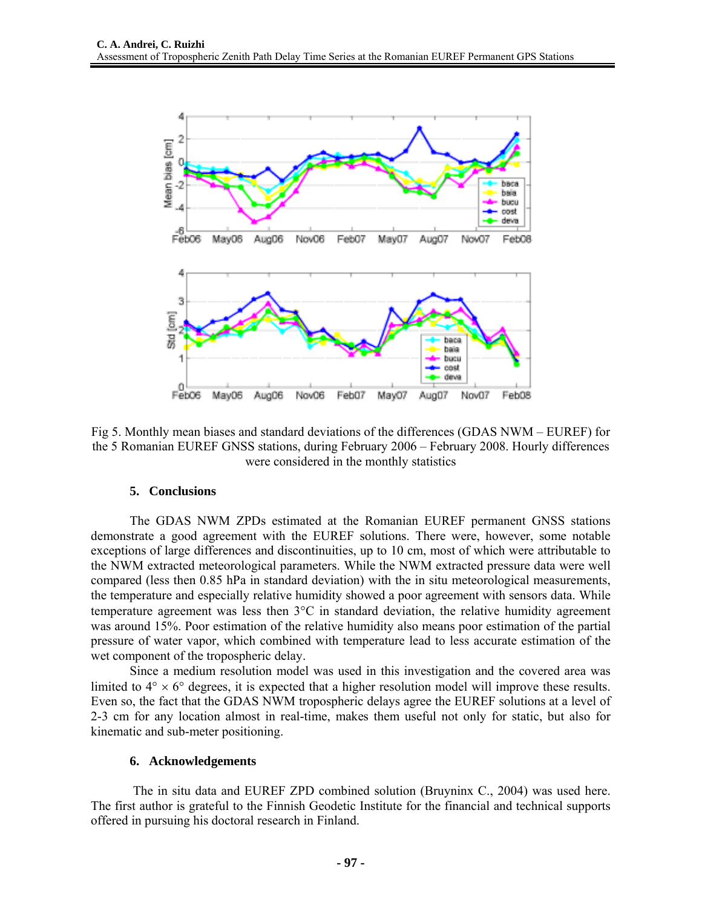Fig 5. Monthly mean biases and standard deviations of the differences (GDAS NWM – EUREF) for the 5 Romanian EUREF GNSS stations, during February 2006 – February 2008. Hourly differences were considered in the monthly statistics

## 5. Conclusions

The GDAS NWM ZPDs estimated at the Romanian EUREF permanent GNSS stations demonstrate a good agreement with the EUREF solutions. There were, however, some notable exceptions of large differences and discontinuities, up to 10 cm, most of which were attributable to the NWM extracted meteorological parameters. While the NWM extracted pressure data were well compared (less then 0.85 hPa in standard deviation) with the in situ meteorological measurements, the temperature and especially relative humidity showed a poor agreement with sensors data. While temperature agreement was less then 3°C in standard deviation, the relative humidity agreement was around 15%. Poor estimation of the relative humidity also means poor estimation of the partial pressure of water vapor, which combined with temperature lead to less accurate estimation of the wet component of the tropospheric delay.

Since a medium resolution model was used in this investigation and the covered area was limited to $4° \times 6°$ degrees, it is expected that a higher resolution model will improve these results. Even so, the fact that the GDAS NWM tropospheric delays agree the EUREF solutions at a level of 2-3 cm for any location almost in real-time, makes them useful not only for static, but also for kinematic and sub-meter positioning.

## 6. Acknowledgements

The in situ data and EUREF ZPD combined solution (Bruyninx C., 2004) was used here. The first author is grateful to the Finnish Geodetic Institute for the financial and technical supports offered in pursuing his doctoral research in Finland.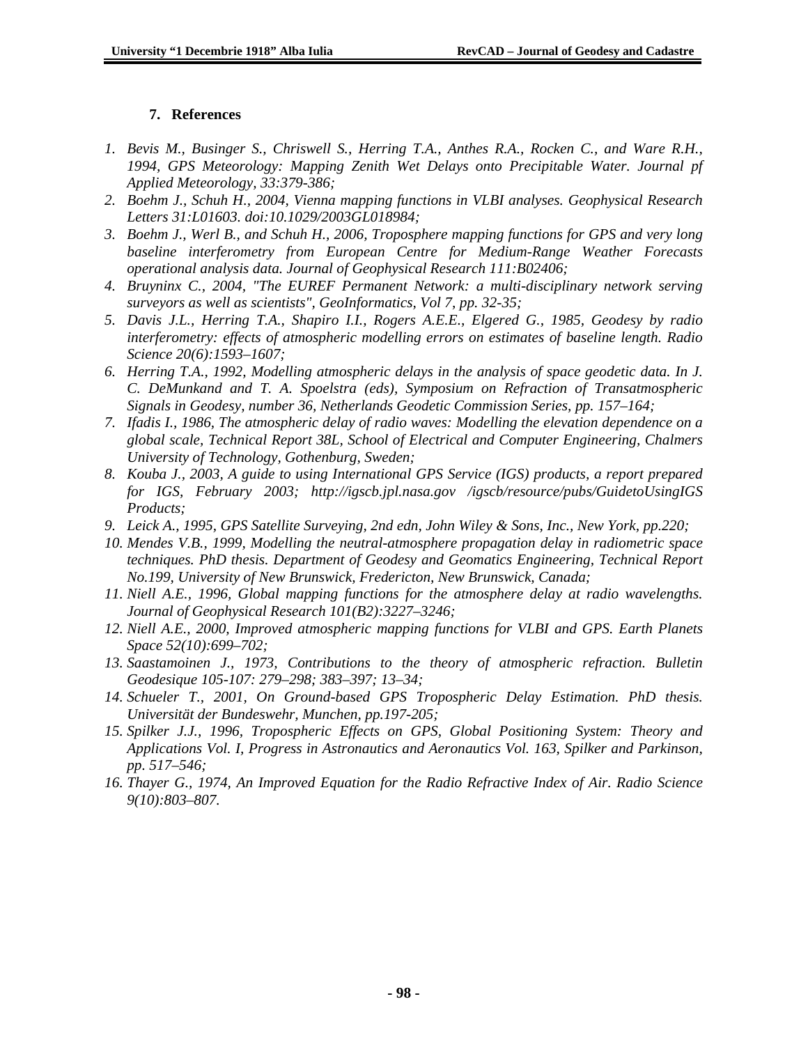## 7. References

1. *Bevis M., Businger S., Chriswell S., Herring T.A., Anthes R.A., Rocken C., and Ware R.H., 1994, GPS Meteorology: Mapping Zenith Wet Delays onto Precipitable Water. Journal pf Applied Meteorology, 33:379-386;*
2. *Boehm J., Schuh H., 2004, Vienna mapping functions in VLBI analyses. Geophysical Research Letters 31:L01603. doi:10.1029/2003GL018984;*
3. *Boehm J., Werl B., and Schuh H., 2006, Troposphere mapping functions for GPS and very long baseline interferometry from European Centre for Medium-Range Weather Forecasts operational analysis data. Journal of Geophysical Research 111:B02406;*
4. *Bruyninx C., 2004, "The EUREF Permanent Network: a multi-disciplinary network serving surveyors as well as scientists", GeoInformatics, Vol 7, pp. 32-35;*
5. *Davis J.L., Herring T.A., Shapiro I.I., Rogers A.E.E., Elgered G., 1985, Geodesy by radio interferometry: effects of atmospheric modelling errors on estimates of baseline length. Radio Science 20(6):1593–1607;*
6. *Herring T.A., 1992, Modelling atmospheric delays in the analysis of space geodetic data. In J. C. DeMunkand and T. A. Spoelstra (eds), Symposium on Refraction of Transatmospheric Signals in Geodesy, number 36, Netherlands Geodetic Commission Series, pp. 157–164;*
7. *Ifadis I., 1986, The atmospheric delay of radio waves: Modelling the elevation dependence on a global scale, Technical Report 38L, School of Electrical and Computer Engineering, Chalmers University of Technology, Gothenburg, Sweden;*
8. *Kouba J., 2003, A guide to using International GPS Service (IGS) products, a report prepared for IGS, February 2003; http://igscb.jpl.nasa.gov /igscb/resource/pubs/GuidetoUsingIGS Products;*
9. *Leick A., 1995, GPS Satellite Surveying, 2nd edn, John Wiley & Sons, Inc., New York, pp.220;*
10. *Mendes V.B., 1999, Modelling the neutral-atmosphere propagation delay in radiometric space techniques. PhD thesis. Department of Geodesy and Geomatics Engineering, Technical Report No.199, University of New Brunswick, Fredericton, New Brunswick, Canada;*
11. *Niell A.E., 1996, Global mapping functions for the atmosphere delay at radio wavelengths. Journal of Geophysical Research 101(B2):3227–3246;*
12. *Niell A.E., 2000, Improved atmospheric mapping functions for VLBI and GPS. Earth Planets Space 52(10):699–702;*
13. *Saastamoinen J., 1973, Contributions to the theory of atmospheric refraction. Bulletin Geodesique 105-107: 279–298; 383–397; 13–34;*
14. *Schueler T., 2001, On Ground-based GPS Tropospheric Delay Estimation. PhD thesis. Universität der Bundeswehr, Munchen, pp.197-205;*
15. *Spilker J.J., 1996, Tropospheric Effects on GPS, Global Positioning System: Theory and Applications Vol. I, Progress in Astronautics and Aeronautics Vol. 163, Spilker and Parkinson, pp. 517–546;*
16. *Thayer G., 1974, An Improved Equation for the Radio Refractive Index of Air. Radio Science 9(10):803–807.*